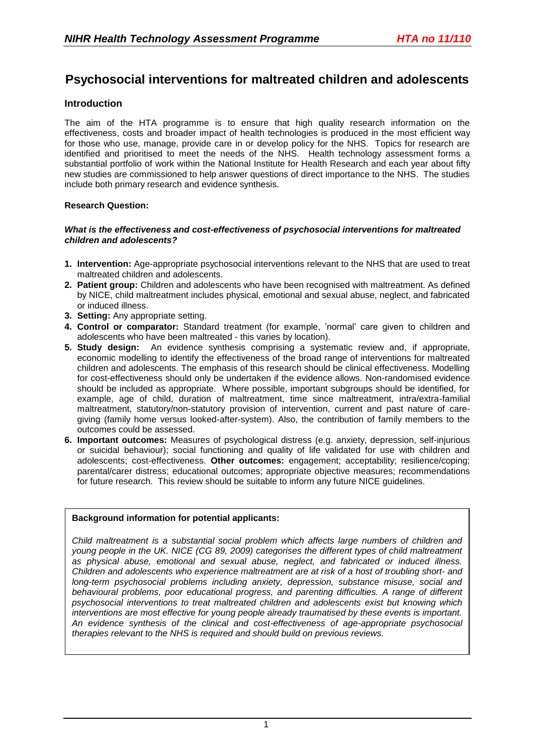# Psychosocial interventions for maltreated children and adolescents

## Introduction

The aim of the HTA programme is to ensure that high quality research information on the effectiveness, costs and broader impact of health technologies is produced in the most efficient way for those who use, manage, provide care in or develop policy for the NHS. Topics for research are identified and prioritised to meet the needs of the NHS. Health technology assessment forms a substantial portfolio of work within the National Institute for Health Research and each year about fifty new studies are commissioned to help answer questions of direct importance to the NHS. The studies include both primary research and evidence synthesis.

**Research Question:**

***What is the effectiveness and cost-effectiveness of psychosocial interventions for maltreated children and adolescents?***

1. **Intervention:** Age-appropriate psychosocial interventions relevant to the NHS that are used to treat maltreated children and adolescents.
2. **Patient group:** Children and adolescents who have been recognised with maltreatment. As defined by NICE, child maltreatment includes physical, emotional and sexual abuse, neglect, and fabricated or induced illness.
3. **Setting:** Any appropriate setting.
4. **Control or comparator:** Standard treatment (for example, 'normal' care given to children and adolescents who have been maltreated - this varies by location).
5. **Study design:** An evidence synthesis comprising a systematic review and, if appropriate, economic modelling to identify the effectiveness of the broad range of interventions for maltreated children and adolescents. The emphasis of this research should be clinical effectiveness. Modelling for cost-effectiveness should only be undertaken if the evidence allows. Non-randomised evidence should be included as appropriate. Where possible, important subgroups should be identified, for example, age of child, duration of maltreatment, time since maltreatment, intra/extra-familial maltreatment, statutory/non-statutory provision of intervention, current and past nature of care-giving (family home versus looked-after-system). Also, the contribution of family members to the outcomes could be assessed.
6. **Important outcomes:** Measures of psychological distress (e.g. anxiety, depression, self-injurious or suicidal behaviour); social functioning and quality of life validated for use with children and adolescents; cost-effectiveness. **Other outcomes:** engagement; acceptability; resilience/coping; parental/carer distress; educational outcomes; appropriate objective measures; recommendations for future research. This review should be suitable to inform any future NICE guidelines.

**Background information for potential applicants:**

*Child maltreatment is a substantial social problem which affects large numbers of children and young people in the UK. NICE (CG 89, 2009) categorises the different types of child maltreatment as physical abuse, emotional and sexual abuse, neglect, and fabricated or induced illness. Children and adolescents who experience maltreatment are at risk of a host of troubling short- and long-term psychosocial problems including anxiety, depression, substance misuse, social and behavioural problems, poor educational progress, and parenting difficulties. A range of different psychosocial interventions to treat maltreated children and adolescents exist but knowing which interventions are most effective for young people already traumatised by these events is important. An evidence synthesis of the clinical and cost-effectiveness of age-appropriate psychosocial therapies relevant to the NHS is required and should build on previous reviews.*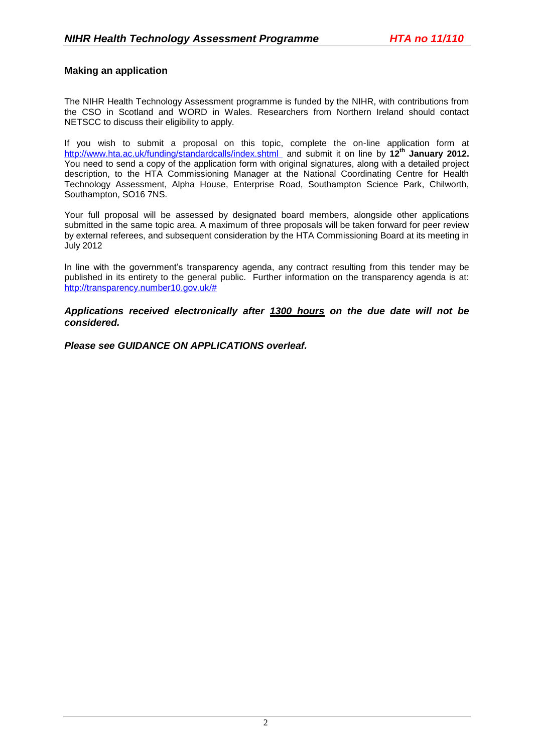## Making an application

The NIHR Health Technology Assessment programme is funded by the NIHR, with contributions from the CSO in Scotland and WORD in Wales. Researchers from Northern Ireland should contact NETSCC to discuss their eligibility to apply.

If you wish to submit a proposal on this topic, complete the on-line application form at http://www.hta.ac.uk/funding/standardcalls/index.shtml and submit it on line by **12th January 2012.** You need to send a copy of the application form with original signatures, along with a detailed project description, to the HTA Commissioning Manager at the National Coordinating Centre for Health Technology Assessment, Alpha House, Enterprise Road, Southampton Science Park, Chilworth, Southampton, SO16 7NS.

Your full proposal will be assessed by designated board members, alongside other applications submitted in the same topic area. A maximum of three proposals will be taken forward for peer review by external referees, and subsequent consideration by the HTA Commissioning Board at its meeting in July 2012

In line with the government's transparency agenda, any contract resulting from this tender may be published in its entirety to the general public. Further information on the transparency agenda is at: http://transparency.number10.gov.uk/#

***Applications received electronically after 1300 hours on the due date will not be considered.***

***Please see GUIDANCE ON APPLICATIONS overleaf.***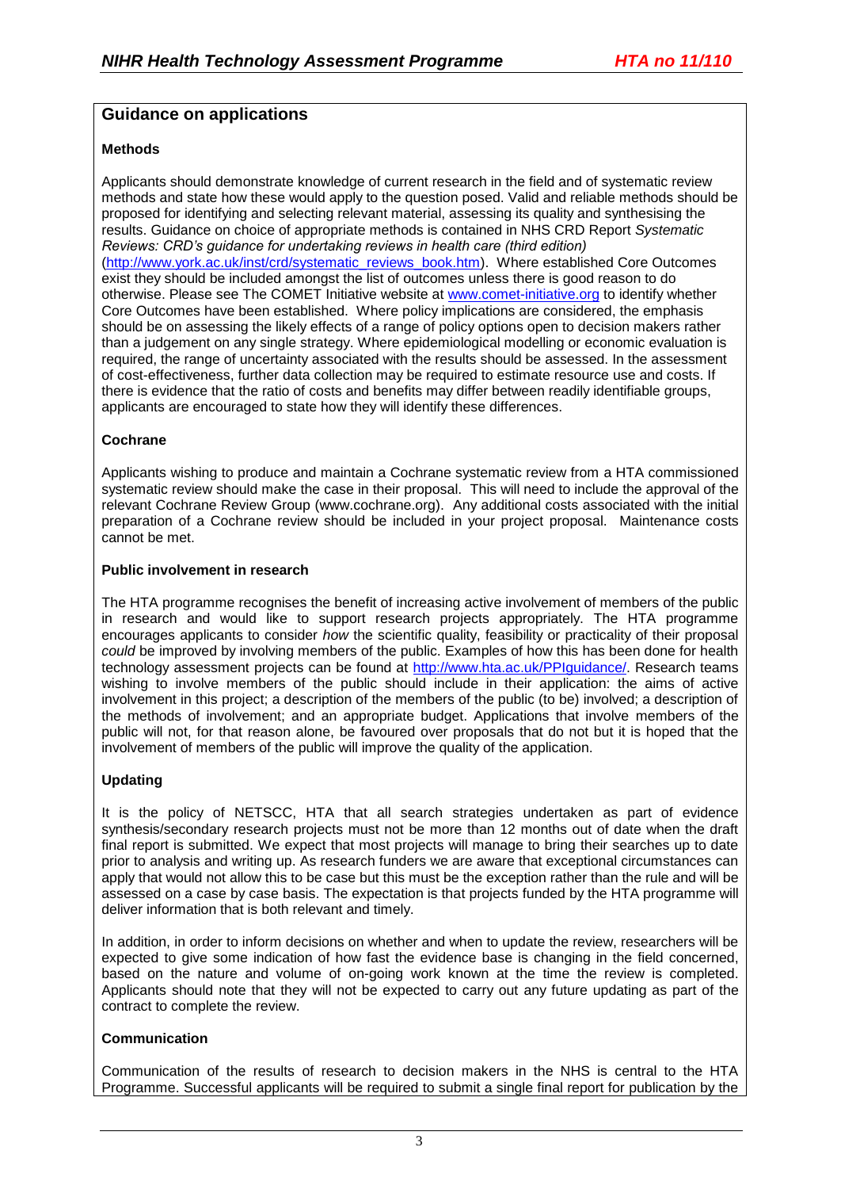## Guidance on applications

### Methods

Applicants should demonstrate knowledge of current research in the field and of systematic review methods and state how these would apply to the question posed. Valid and reliable methods should be proposed for identifying and selecting relevant material, assessing its quality and synthesising the results. Guidance on choice of appropriate methods is contained in NHS CRD Report *Systematic Reviews: CRD's guidance for undertaking reviews in health care (third edition)* (http://www.york.ac.uk/inst/crd/systematic_reviews_book.htm). Where established Core Outcomes exist they should be included amongst the list of outcomes unless there is good reason to do otherwise. Please see The COMET Initiative website at www.comet-initiative.org to identify whether Core Outcomes have been established. Where policy implications are considered, the emphasis should be on assessing the likely effects of a range of policy options open to decision makers rather than a judgement on any single strategy. Where epidemiological modelling or economic evaluation is required, the range of uncertainty associated with the results should be assessed. In the assessment of cost-effectiveness, further data collection may be required to estimate resource use and costs. If there is evidence that the ratio of costs and benefits may differ between readily identifiable groups, applicants are encouraged to state how they will identify these differences.

### Cochrane

Applicants wishing to produce and maintain a Cochrane systematic review from a HTA commissioned systematic review should make the case in their proposal. This will need to include the approval of the relevant Cochrane Review Group (www.cochrane.org). Any additional costs associated with the initial preparation of a Cochrane review should be included in your project proposal. Maintenance costs cannot be met.

### Public involvement in research

The HTA programme recognises the benefit of increasing active involvement of members of the public in research and would like to support research projects appropriately. The HTA programme encourages applicants to consider *how* the scientific quality, feasibility or practicality of their proposal *could* be improved by involving members of the public. Examples of how this has been done for health technology assessment projects can be found at http://www.hta.ac.uk/PPIguidance/. Research teams wishing to involve members of the public should include in their application: the aims of active involvement in this project; a description of the members of the public (to be) involved; a description of the methods of involvement; and an appropriate budget. Applications that involve members of the public will not, for that reason alone, be favoured over proposals that do not but it is hoped that the involvement of members of the public will improve the quality of the application.

### Updating

It is the policy of NETSCC, HTA that all search strategies undertaken as part of evidence synthesis/secondary research projects must not be more than 12 months out of date when the draft final report is submitted. We expect that most projects will manage to bring their searches up to date prior to analysis and writing up. As research funders we are aware that exceptional circumstances can apply that would not allow this to be case but this must be the exception rather than the rule and will be assessed on a case by case basis. The expectation is that projects funded by the HTA programme will deliver information that is both relevant and timely.

In addition, in order to inform decisions on whether and when to update the review, researchers will be expected to give some indication of how fast the evidence base is changing in the field concerned, based on the nature and volume of on-going work known at the time the review is completed. Applicants should note that they will not be expected to carry out any future updating as part of the contract to complete the review.

### Communication

Communication of the results of research to decision makers in the NHS is central to the HTA Programme. Successful applicants will be required to submit a single final report for publication by the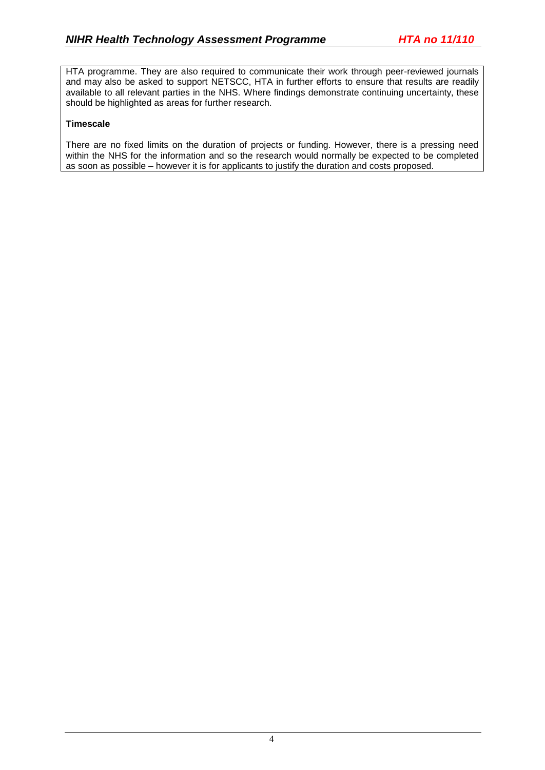HTA programme. They are also required to communicate their work through peer-reviewed journals and may also be asked to support NETSCC, HTA in further efforts to ensure that results are readily available to all relevant parties in the NHS. Where findings demonstrate continuing uncertainty, these should be highlighted as areas for further research.

**Timescale**

There are no fixed limits on the duration of projects or funding. However, there is a pressing need within the NHS for the information and so the research would normally be expected to be completed as soon as possible – however it is for applicants to justify the duration and costs proposed.